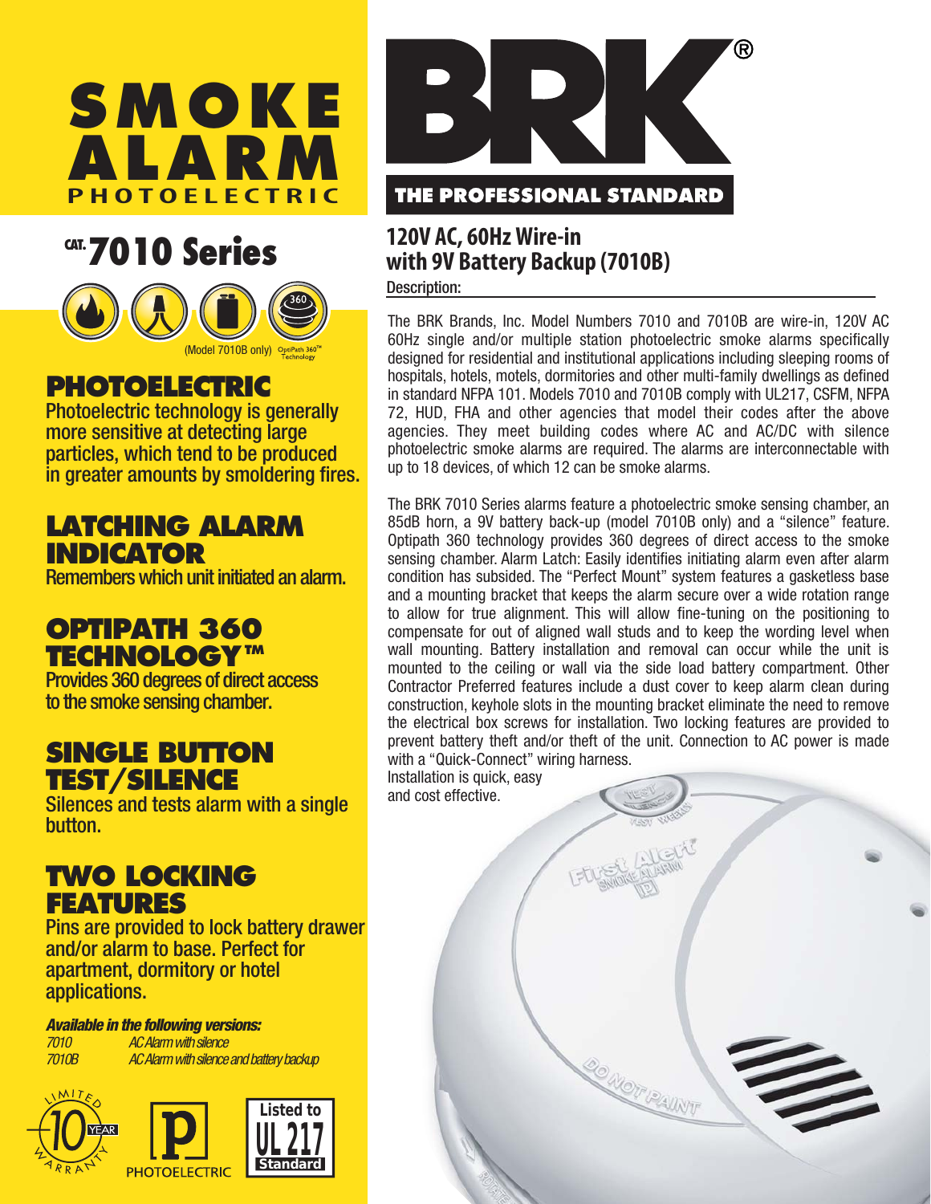# SMOKE ALARM
## PHOTOELECTRIC

# CAT. 7010 Series

(Model 7010B only) OptiPath 360™ Technology

### PHOTOELECTRIC

Photoelectric technology is generally more sensitive at detecting large particles, which tend to be produced in greater amounts by smoldering fires.

### LATCHING ALARM INDICATOR

Remembers which unit initiated an alarm.

### OPTIPATH 360 TECHNOLOGY™

Provides 360 degrees of direct access to the smoke sensing chamber.

### SINGLE BUTTON TEST/SILENCE

Silences and tests alarm with a single button.

### TWO LOCKING FEATURES

Pins are provided to lock battery drawer and/or alarm to base. Perfect for apartment, dormitory or hotel applications.

***Available in the following versions:***

| | |
|---|---|
| *7010* | *AC Alarm with silence* |
| *7010B* | *AC Alarm with silence and battery backup* |

LIMITED 10 YEAR WARRANTY

PHOTOELECTRIC

Listed to UL 217 Standard

# BRK®

**THE PROFESSIONAL STANDARD**

## 120V AC, 60Hz Wire-in with 9V Battery Backup (7010B)

**Description:**

The BRK Brands, Inc. Model Numbers 7010 and 7010B are wire-in, 120V AC 60Hz single and/or multiple station photoelectric smoke alarms specifically designed for residential and institutional applications including sleeping rooms of hospitals, hotels, motels, dormitories and other multi-family dwellings as defined in standard NFPA 101. Models 7010 and 7010B comply with UL217, CSFM, NFPA 72, HUD, FHA and other agencies that model their codes after the above agencies. They meet building codes where AC and AC/DC with silence photoelectric smoke alarms are required. The alarms are interconnectable with up to 18 devices, of which 12 can be smoke alarms.

The BRK 7010 Series alarms feature a photoelectric smoke sensing chamber, an 85dB horn, a 9V battery back-up (model 7010B only) and a "silence" feature. Optipath 360 technology provides 360 degrees of direct access to the smoke sensing chamber. Alarm Latch: Easily identifies initiating alarm even after alarm condition has subsided. The "Perfect Mount" system features a gasketless base and a mounting bracket that keeps the alarm secure over a wide rotation range to allow for true alignment. This will allow fine-tuning on the positioning to compensate for out of aligned wall studs and to keep the wording level when wall mounting. Battery installation and removal can occur while the unit is mounted to the ceiling or wall via the side load battery compartment. Other Contractor Preferred features include a dust cover to keep alarm clean during construction, keyhole slots in the mounting bracket eliminate the need to remove the electrical box screws for installation. Two locking features are provided to prevent battery theft and/or theft of the unit. Connection to AC power is made with a "Quick-Connect" wiring harness.
Installation is quick, easy and cost effective.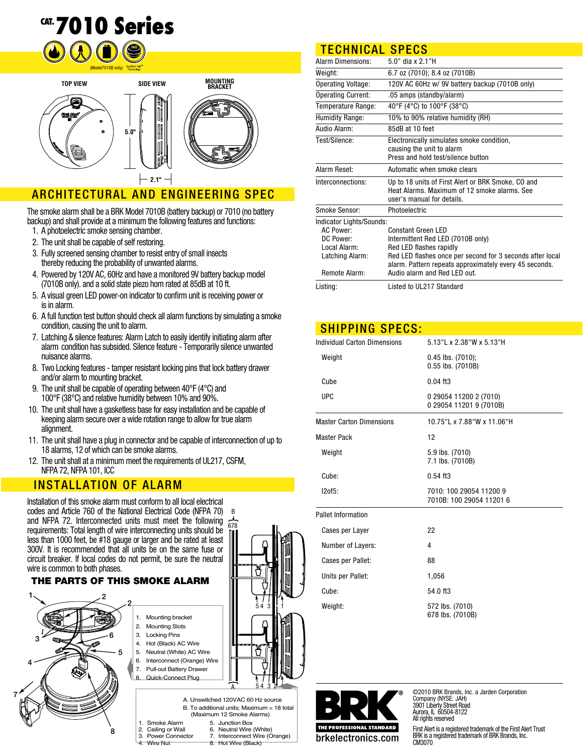# CAT. 7010 Series

(Model7010B only) OneTouch 360™ Technology

TOP VIEW

SIDE VIEW

MOUNTING BRACKET

5.0"

2.1"

## ARCHITECTURAL AND ENGINEERING SPEC

The smoke alarm shall be a BRK Model 7010B (battery backup) or 7010 (no battery backup) and shall provide at a minimum the following features and functions:

1. A photoelectric smoke sensing chamber.
2. The unit shall be capable of self restoring.
3. Fully screened sensing chamber to resist entry of small insects thereby reducing the probability of unwanted alarms.
4. Powered by 120V AC, 60Hz and have a monitored 9V battery backup model (7010B only). and a solid state piezo horn rated at 85dB at 10 ft.
5. A visual green LED power-on indicator to confirm unit is receiving power or is in alarm.
6. A full function test button should check all alarm functions by simulating a smoke condition, causing the unit to alarm.
7. Latching & silence features: Alarm Latch to easily identify initiating alarm after alarm condition has subsided. Silence feature - Temporarily silence unwanted nuisance alarms.
8. Two Locking features - tamper resistant locking pins that lock battery drawer and/or alarm to mounting bracket.
9. The unit shall be capable of operating between 40°F (4°C) and 100°F (38°C) and relative humidity between 10% and 90%.
10. The unit shall have a gasketless base for easy installation and be capable of keeping alarm secure over a wide rotation range to allow for true alarm alignment.
11. The unit shall have a plug in connector and be capable of interconnection of up to 18 alarms, 12 of which can be smoke alarms.
12. The unit shall at a minimum meet the requirements of UL217, CSFM, NFPA 72, NFPA 101, ICC

## INSTALLATION OF ALARM

Installation of this smoke alarm must conform to all local electrical codes and Article 760 of the National Electrical Code (NFPA 70) and NFPA 72. Interconnected units must meet the following requirements: Total length of wire interconnecting units should be less than 1000 feet, be #18 gauge or larger and be rated at least 300V. It is recommended that all units be on the same fuse or circuit breaker. If local codes do not permit, be sure the neutral wire is common to both phases.

### THE PARTS OF THIS SMOKE ALARM

1. Mounting bracket
2. Mounting Slots
3. Locking Pins
4. Hot (Black) AC Wire
5. Neutral (White) AC Wire
6. Interconnect (Orange) Wire
7. Pull-out Battery Drawer
8. Quick-Connect Plug

A. Unswitched 120VAC 60 Hz source
B. To additional units; Maximum = 18 total (Maximum 12 Smoke Alarms)

1. Smoke Alarm
2. Ceiling or Wall
3. Power Connector
4. Wire Nut
5. Junction Box
6. Neutral Wire (White)
7. Interconnect Wire (Orange)
8. Hot Wire (Black)

## TECHNICAL SPECS

| | |
|---|---|
| Alarm Dimensions: | 5.0" dia x 2.1"H |
| Weight: | 6.7 oz (7010); 8.4 oz (7010B) |
| Operating Voltage: | 120V AC 60Hz w/ 9V battery backup (7010B only) |
| Operating Current: | .05 amps (standby/alarm) |
| Temperature Range: | 40°F (4°C) to 100°F (38°C) |
| Humidity Range: | 10% to 90% relative humidity (RH) |
| Audio Alarm: | 85dB at 10 feet |
| Test/Silence: | Electronically simulates smoke condition, causing the unit to alarm Press and hold test/silence button |
| Alarm Reset: | Automatic when smoke clears |
| Interconnections: | Up to 18 units of First Alert or BRK Smoke, CO and Heat Alarms. Maximum of 12 smoke alarms. See user's manual for details. |
| Smoke Sensor: | Photoelectric |
| Indicator Lights/Sounds: | |
| AC Power: | Constant Green LED |
| DC Power: | Intermittent Red LED (7010B only) |
| Local Alarm: | Red LED flashes rapidly |
| Latching Alarm: | Red LED flashes once per second for 3 seconds after local alarm. Pattern repeats approximately every 45 seconds. |
| Remote Alarm: | Audio alarm and Red LED out. |
| Listing: | Listed to UL217 Standard |

## SHIPPING SPECS:

| | |
|---|---|
| Individual Carton Dimensions | 5.13"L x 2.38"W x 5.13"H |
| Weight | 0.45 lbs. (7010); 0.55 lbs. (7010B) |
| Cube | 0.04 ft3 |
| UPC | 0 29054 11200 2 (7010) 0 29054 11201 9 (7010B) |
| Master Carton Dimensions | 10.75"L x 7.88"W x 11.06"H |
| Master Pack | 12 |
| Weight | 5.9 lbs. (7010) 7.1 lbs. (7010B) |
| Cube: | 0.54 ft3 |
| I2of5: | 7010: 100 29054 11200 9 7010B: 100 29054 11201 6 |
| Pallet Information | |
| Cases per Layer | 22 |
| Number of Layers: | 4 |
| Cases per Pallet: | 88 |
| Units per Pallet: | 1,056 |
| Cube: | 54.0 ft3 |
| Weight: | 572 lbs. (7010) 678 lbs. (7010B) |

BRK® THE PROFESSIONAL STANDARD

brkelectronics.com

©2010 BRK Brands, Inc. a Jarden Corporation
Company (NYSE: JAH)
3901 Liberty Street Road
Aurora, IL 60504-8122
All rights reserved

First Alert is a registered trademark of the First Alert Trust
BRK is a registered trademark of BRK Brands, Inc.
CM3070